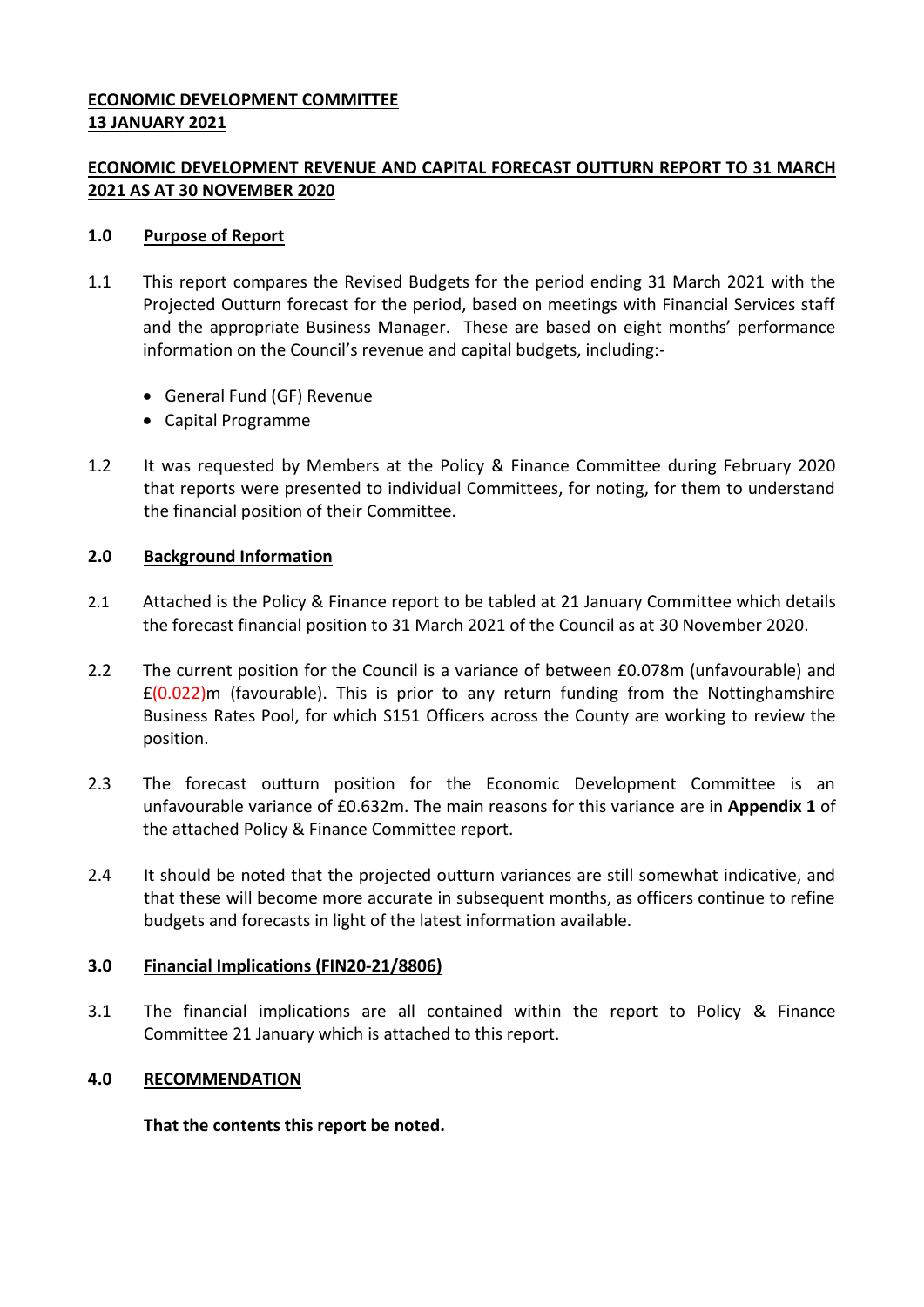**ECONOMIC DEVELOPMENT COMMITTEE**
**13 JANUARY 2021**

**ECONOMIC DEVELOPMENT REVENUE AND CAPITAL FORECAST OUTTURN REPORT TO 31 MARCH 2021 AS AT 30 NOVEMBER 2020**

**1.0 Purpose of Report**

1.1 This report compares the Revised Budgets for the period ending 31 March 2021 with the Projected Outturn forecast for the period, based on meetings with Financial Services staff and the appropriate Business Manager. These are based on eight months' performance information on the Council's revenue and capital budgets, including:-

- General Fund (GF) Revenue
- Capital Programme

1.2 It was requested by Members at the Policy & Finance Committee during February 2020 that reports were presented to individual Committees, for noting, for them to understand the financial position of their Committee.

**2.0 Background Information**

2.1 Attached is the Policy & Finance report to be tabled at 21 January Committee which details the forecast financial position to 31 March 2021 of the Council as at 30 November 2020.

2.2 The current position for the Council is a variance of between £0.078m (unfavourable) and £(0.022)m (favourable). This is prior to any return funding from the Nottinghamshire Business Rates Pool, for which S151 Officers across the County are working to review the position.

2.3 The forecast outturn position for the Economic Development Committee is an unfavourable variance of £0.632m. The main reasons for this variance are in **Appendix 1** of the attached Policy & Finance Committee report.

2.4 It should be noted that the projected outturn variances are still somewhat indicative, and that these will become more accurate in subsequent months, as officers continue to refine budgets and forecasts in light of the latest information available.

**3.0 Financial Implications (FIN20-21/8806)**

3.1 The financial implications are all contained within the report to Policy & Finance Committee 21 January which is attached to this report.

**4.0 RECOMMENDATION**

**That the contents this report be noted.**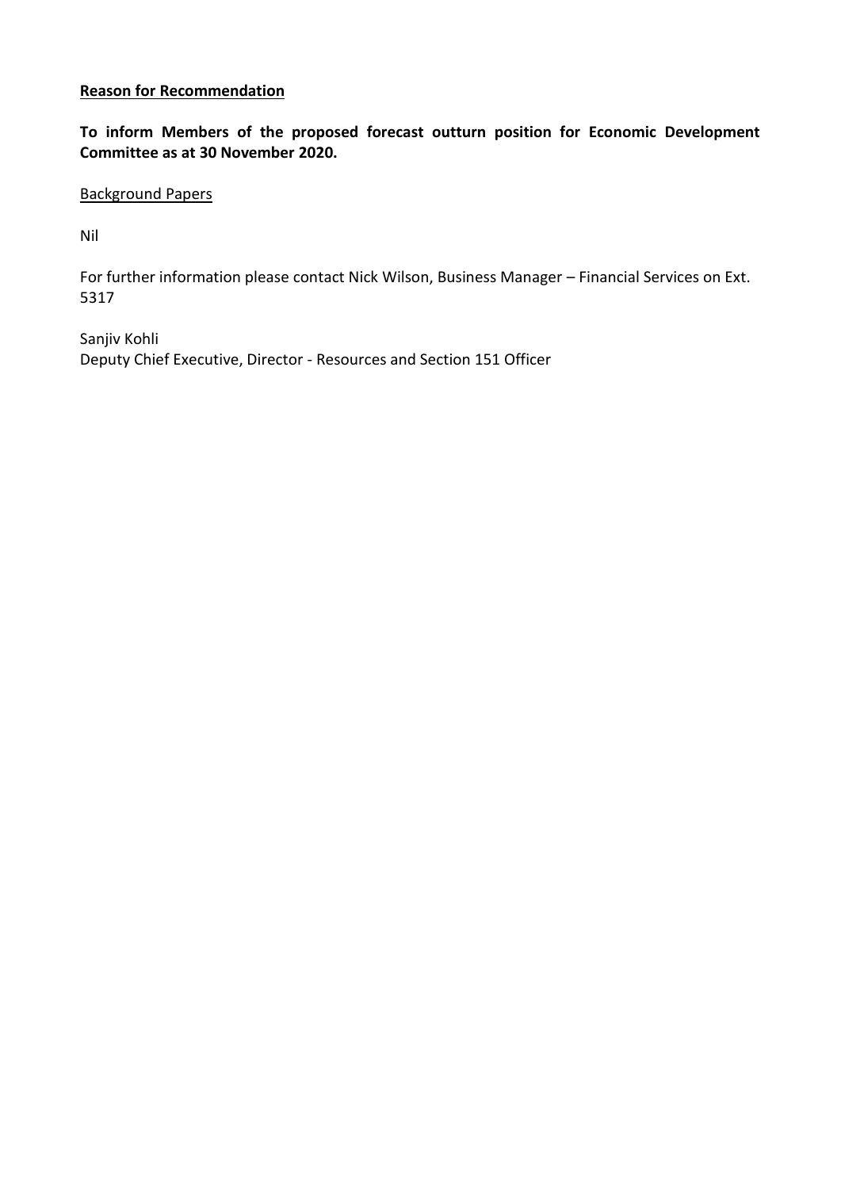**Reason for Recommendation**

**To inform Members of the proposed forecast outturn position for Economic Development Committee as at 30 November 2020.**

Background Papers

Nil

For further information please contact Nick Wilson, Business Manager – Financial Services on Ext. 5317

Sanjiv Kohli
Deputy Chief Executive, Director - Resources and Section 151 Officer